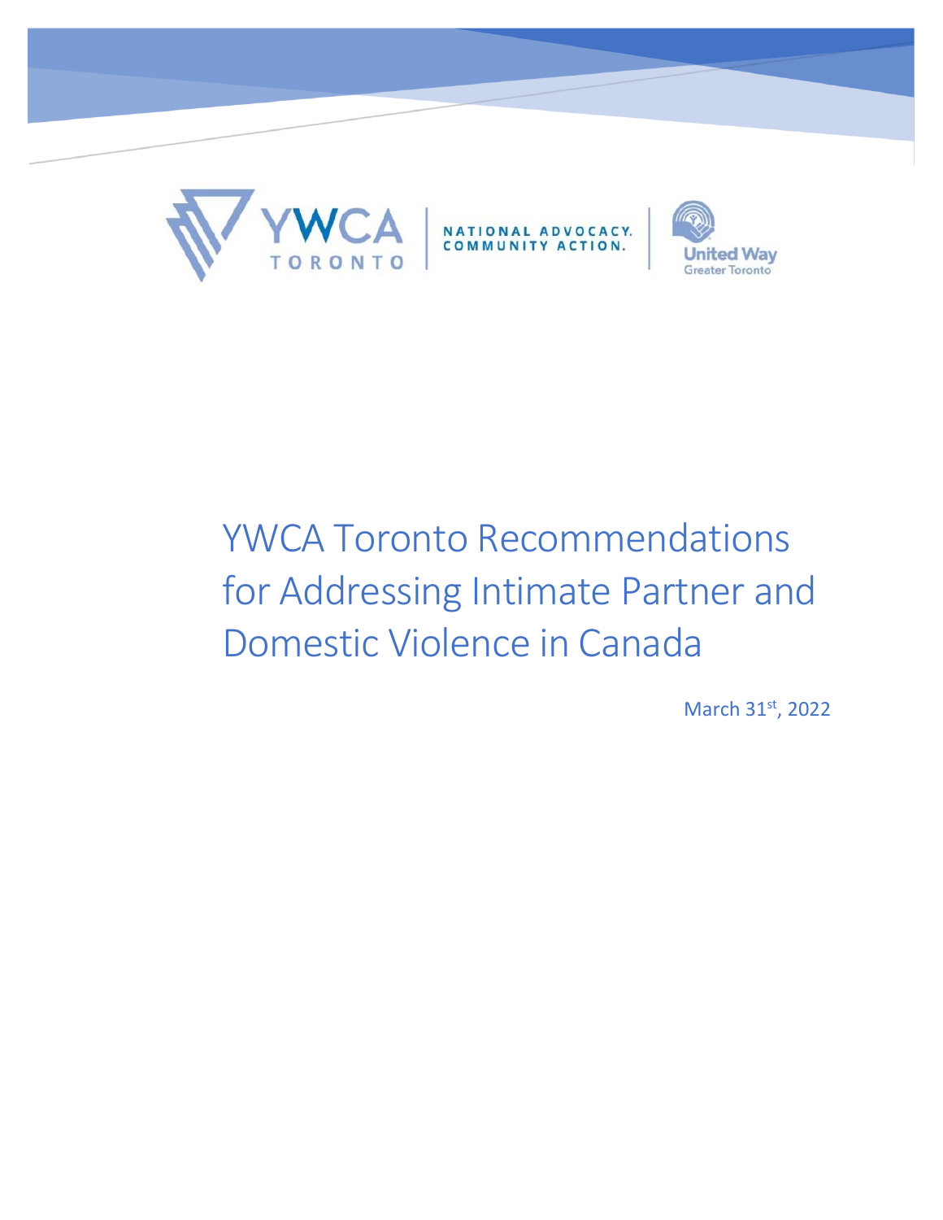YWCA TORONTO | NATIONAL ADVOCACY. COMMUNITY ACTION. | United Way Greater Toronto

# YWCA Toronto Recommendations for Addressing Intimate Partner and Domestic Violence in Canada

March 31st, 2022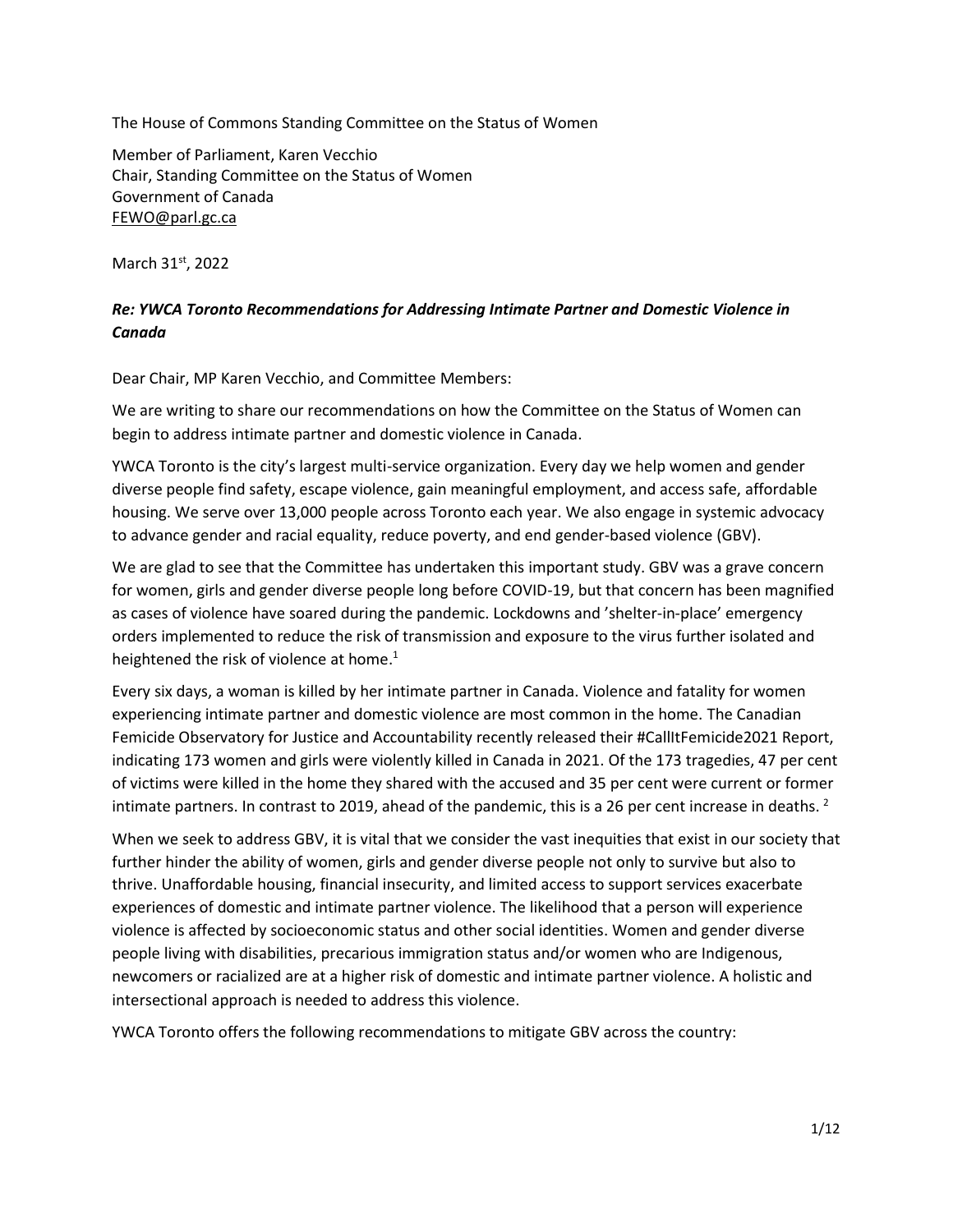The House of Commons Standing Committee on the Status of Women

Member of Parliament, Karen Vecchio
Chair, Standing Committee on the Status of Women
Government of Canada
FEWO@parl.gc.ca

March 31st, 2022

***Re: YWCA Toronto Recommendations for Addressing Intimate Partner and Domestic Violence in Canada***

Dear Chair, MP Karen Vecchio, and Committee Members:

We are writing to share our recommendations on how the Committee on the Status of Women can begin to address intimate partner and domestic violence in Canada.

YWCA Toronto is the city's largest multi-service organization. Every day we help women and gender diverse people find safety, escape violence, gain meaningful employment, and access safe, affordable housing. We serve over 13,000 people across Toronto each year. We also engage in systemic advocacy to advance gender and racial equality, reduce poverty, and end gender-based violence (GBV).

We are glad to see that the Committee has undertaken this important study. GBV was a grave concern for women, girls and gender diverse people long before COVID-19, but that concern has been magnified as cases of violence have soared during the pandemic. Lockdowns and 'shelter-in-place' emergency orders implemented to reduce the risk of transmission and exposure to the virus further isolated and heightened the risk of violence at home.[1]

Every six days, a woman is killed by her intimate partner in Canada. Violence and fatality for women experiencing intimate partner and domestic violence are most common in the home. The Canadian Femicide Observatory for Justice and Accountability recently released their #CallItFemicide2021 Report, indicating 173 women and girls were violently killed in Canada in 2021. Of the 173 tragedies, 47 per cent of victims were killed in the home they shared with the accused and 35 per cent were current or former intimate partners. In contrast to 2019, ahead of the pandemic, this is a 26 per cent increase in deaths.[2]

When we seek to address GBV, it is vital that we consider the vast inequities that exist in our society that further hinder the ability of women, girls and gender diverse people not only to survive but also to thrive. Unaffordable housing, financial insecurity, and limited access to support services exacerbate experiences of domestic and intimate partner violence. The likelihood that a person will experience violence is affected by socioeconomic status and other social identities. Women and gender diverse people living with disabilities, precarious immigration status and/or women who are Indigenous, newcomers or racialized are at a higher risk of domestic and intimate partner violence. A holistic and intersectional approach is needed to address this violence.

YWCA Toronto offers the following recommendations to mitigate GBV across the country: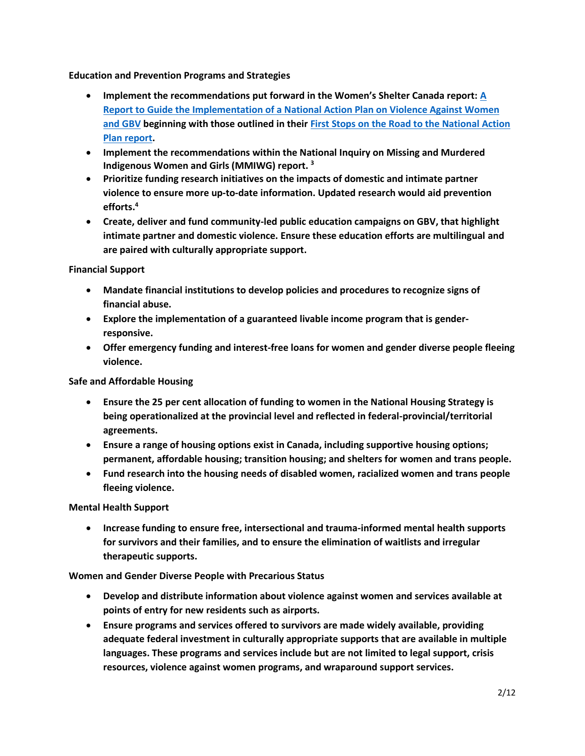**Education and Prevention Programs and Strategies**

- **Implement the recommendations put forward in the Women's Shelter Canada report: [A Report to Guide the Implementation of a National Action Plan on Violence Against Women and GBV]() beginning with those outlined in their [First Stops on the Road to the National Action Plan report]().**
- **Implement the recommendations within the National Inquiry on Missing and Murdered Indigenous Women and Girls (MMIWG) report.** [3]
- **Prioritize funding research initiatives on the impacts of domestic and intimate partner violence to ensure more up-to-date information. Updated research would aid prevention efforts.**[4]
- **Create, deliver and fund community-led public education campaigns on GBV, that highlight intimate partner and domestic violence. Ensure these education efforts are multilingual and are paired with culturally appropriate support.**

**Financial Support**

- **Mandate financial institutions to develop policies and procedures to recognize signs of financial abuse.**
- **Explore the implementation of a guaranteed livable income program that is gender-responsive.**
- **Offer emergency funding and interest-free loans for women and gender diverse people fleeing violence.**

**Safe and Affordable Housing**

- **Ensure the 25 per cent allocation of funding to women in the National Housing Strategy is being operationalized at the provincial level and reflected in federal-provincial/territorial agreements.**
- **Ensure a range of housing options exist in Canada, including supportive housing options; permanent, affordable housing; transition housing; and shelters for women and trans people.**
- **Fund research into the housing needs of disabled women, racialized women and trans people fleeing violence.**

**Mental Health Support**

- **Increase funding to ensure free, intersectional and trauma-informed mental health supports for survivors and their families, and to ensure the elimination of waitlists and irregular therapeutic supports.**

**Women and Gender Diverse People with Precarious Status**

- **Develop and distribute information about violence against women and services available at points of entry for new residents such as airports.**
- **Ensure programs and services offered to survivors are made widely available, providing adequate federal investment in culturally appropriate supports that are available in multiple languages. These programs and services include but are not limited to legal support, crisis resources, violence against women programs, and wraparound support services.**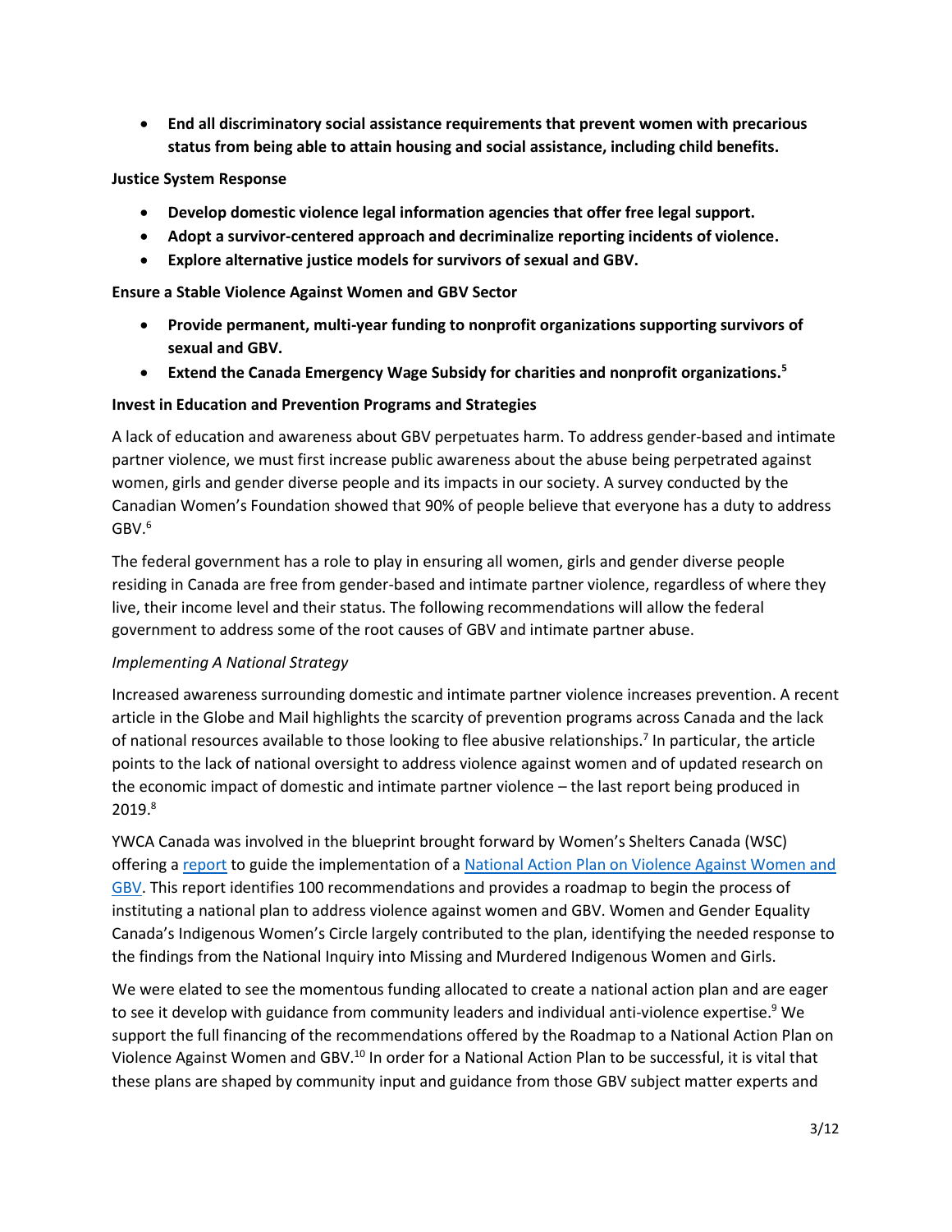- **End all discriminatory social assistance requirements that prevent women with precarious status from being able to attain housing and social assistance, including child benefits.**

**Justice System Response**

- **Develop domestic violence legal information agencies that offer free legal support.**
- **Adopt a survivor-centered approach and decriminalize reporting incidents of violence.**
- **Explore alternative justice models for survivors of sexual and GBV.**

**Ensure a Stable Violence Against Women and GBV Sector**

- **Provide permanent, multi-year funding to nonprofit organizations supporting survivors of sexual and GBV.**
- **Extend the Canada Emergency Wage Subsidy for charities and nonprofit organizations.[5]**

**Invest in Education and Prevention Programs and Strategies**

A lack of education and awareness about GBV perpetuates harm. To address gender-based and intimate partner violence, we must first increase public awareness about the abuse being perpetrated against women, girls and gender diverse people and its impacts in our society. A survey conducted by the Canadian Women's Foundation showed that 90% of people believe that everyone has a duty to address GBV.[6]

The federal government has a role to play in ensuring all women, girls and gender diverse people residing in Canada are free from gender-based and intimate partner violence, regardless of where they live, their income level and their status. The following recommendations will allow the federal government to address some of the root causes of GBV and intimate partner abuse.

*Implementing A National Strategy*

Increased awareness surrounding domestic and intimate partner violence increases prevention. A recent article in the Globe and Mail highlights the scarcity of prevention programs across Canada and the lack of national resources available to those looking to flee abusive relationships.[7] In particular, the article points to the lack of national oversight to address violence against women and of updated research on the economic impact of domestic and intimate partner violence – the last report being produced in 2019.[8]

YWCA Canada was involved in the blueprint brought forward by Women's Shelters Canada (WSC) offering a report to guide the implementation of a National Action Plan on Violence Against Women and GBV. This report identifies 100 recommendations and provides a roadmap to begin the process of instituting a national plan to address violence against women and GBV. Women and Gender Equality Canada's Indigenous Women's Circle largely contributed to the plan, identifying the needed response to the findings from the National Inquiry into Missing and Murdered Indigenous Women and Girls.

We were elated to see the momentous funding allocated to create a national action plan and are eager to see it develop with guidance from community leaders and individual anti-violence expertise.[9] We support the full financing of the recommendations offered by the Roadmap to a National Action Plan on Violence Against Women and GBV.[10] In order for a National Action Plan to be successful, it is vital that these plans are shaped by community input and guidance from those GBV subject matter experts and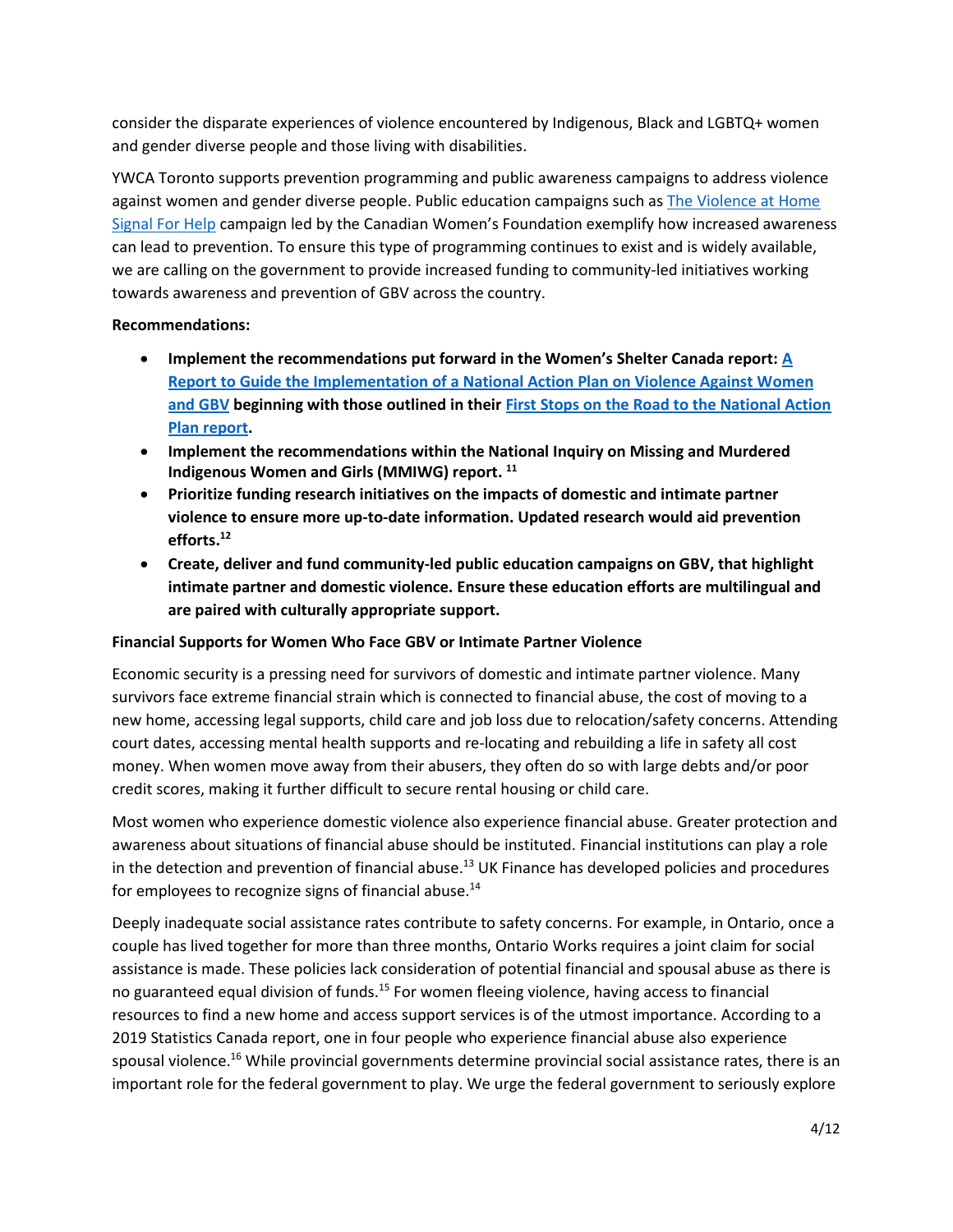consider the disparate experiences of violence encountered by Indigenous, Black and LGBTQ+ women and gender diverse people and those living with disabilities.

YWCA Toronto supports prevention programming and public awareness campaigns to address violence against women and gender diverse people. Public education campaigns such as The Violence at Home Signal For Help campaign led by the Canadian Women's Foundation exemplify how increased awareness can lead to prevention. To ensure this type of programming continues to exist and is widely available, we are calling on the government to provide increased funding to community-led initiatives working towards awareness and prevention of GBV across the country.

**Recommendations:**

- **Implement the recommendations put forward in the Women's Shelter Canada report: A Report to Guide the Implementation of a National Action Plan on Violence Against Women and GBV beginning with those outlined in their First Stops on the Road to the National Action Plan report.**
- **Implement the recommendations within the National Inquiry on Missing and Murdered Indigenous Women and Girls (MMIWG) report.** [11]
- **Prioritize funding research initiatives on the impacts of domestic and intimate partner violence to ensure more up-to-date information. Updated research would aid prevention efforts.**[12]
- **Create, deliver and fund community-led public education campaigns on GBV, that highlight intimate partner and domestic violence. Ensure these education efforts are multilingual and are paired with culturally appropriate support.**

**Financial Supports for Women Who Face GBV or Intimate Partner Violence**

Economic security is a pressing need for survivors of domestic and intimate partner violence. Many survivors face extreme financial strain which is connected to financial abuse, the cost of moving to a new home, accessing legal supports, child care and job loss due to relocation/safety concerns. Attending court dates, accessing mental health supports and re-locating and rebuilding a life in safety all cost money. When women move away from their abusers, they often do so with large debts and/or poor credit scores, making it further difficult to secure rental housing or child care.

Most women who experience domestic violence also experience financial abuse. Greater protection and awareness about situations of financial abuse should be instituted. Financial institutions can play a role in the detection and prevention of financial abuse.[13] UK Finance has developed policies and procedures for employees to recognize signs of financial abuse.[14]

Deeply inadequate social assistance rates contribute to safety concerns. For example, in Ontario, once a couple has lived together for more than three months, Ontario Works requires a joint claim for social assistance is made. These policies lack consideration of potential financial and spousal abuse as there is no guaranteed equal division of funds.[15] For women fleeing violence, having access to financial resources to find a new home and access support services is of the utmost importance. According to a 2019 Statistics Canada report, one in four people who experience financial abuse also experience spousal violence.[16] While provincial governments determine provincial social assistance rates, there is an important role for the federal government to play. We urge the federal government to seriously explore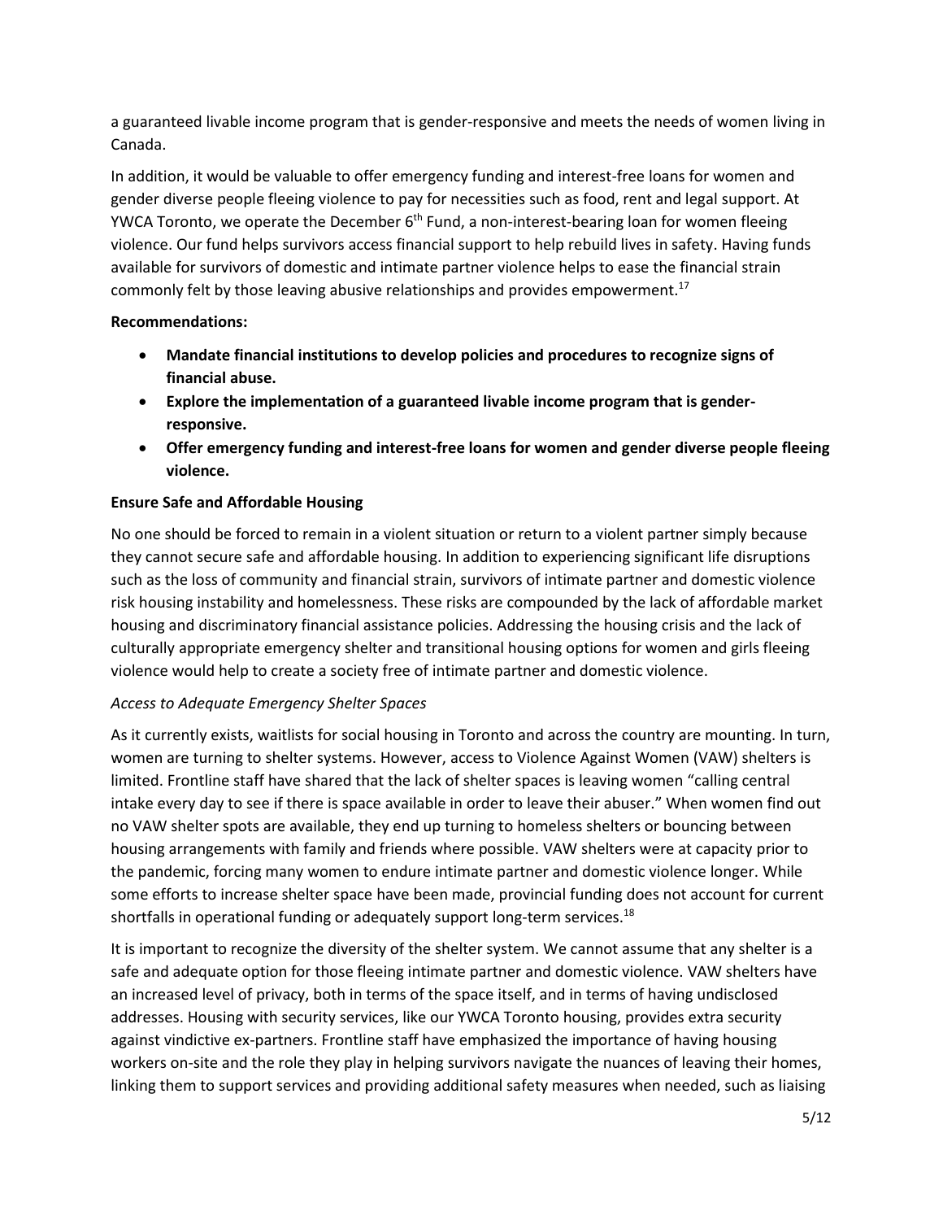a guaranteed livable income program that is gender-responsive and meets the needs of women living in Canada.

In addition, it would be valuable to offer emergency funding and interest-free loans for women and gender diverse people fleeing violence to pay for necessities such as food, rent and legal support. At YWCA Toronto, we operate the December 6th Fund, a non-interest-bearing loan for women fleeing violence. Our fund helps survivors access financial support to help rebuild lives in safety. Having funds available for survivors of domestic and intimate partner violence helps to ease the financial strain commonly felt by those leaving abusive relationships and provides empowerment.[17]

**Recommendations:**

- **Mandate financial institutions to develop policies and procedures to recognize signs of financial abuse.**
- **Explore the implementation of a guaranteed livable income program that is gender-responsive.**
- **Offer emergency funding and interest-free loans for women and gender diverse people fleeing violence.**

**Ensure Safe and Affordable Housing**

No one should be forced to remain in a violent situation or return to a violent partner simply because they cannot secure safe and affordable housing. In addition to experiencing significant life disruptions such as the loss of community and financial strain, survivors of intimate partner and domestic violence risk housing instability and homelessness. These risks are compounded by the lack of affordable market housing and discriminatory financial assistance policies. Addressing the housing crisis and the lack of culturally appropriate emergency shelter and transitional housing options for women and girls fleeing violence would help to create a society free of intimate partner and domestic violence.

*Access to Adequate Emergency Shelter Spaces*

As it currently exists, waitlists for social housing in Toronto and across the country are mounting. In turn, women are turning to shelter systems. However, access to Violence Against Women (VAW) shelters is limited. Frontline staff have shared that the lack of shelter spaces is leaving women "calling central intake every day to see if there is space available in order to leave their abuser." When women find out no VAW shelter spots are available, they end up turning to homeless shelters or bouncing between housing arrangements with family and friends where possible. VAW shelters were at capacity prior to the pandemic, forcing many women to endure intimate partner and domestic violence longer. While some efforts to increase shelter space have been made, provincial funding does not account for current shortfalls in operational funding or adequately support long-term services.[18]

It is important to recognize the diversity of the shelter system. We cannot assume that any shelter is a safe and adequate option for those fleeing intimate partner and domestic violence. VAW shelters have an increased level of privacy, both in terms of the space itself, and in terms of having undisclosed addresses. Housing with security services, like our YWCA Toronto housing, provides extra security against vindictive ex-partners. Frontline staff have emphasized the importance of having housing workers on-site and the role they play in helping survivors navigate the nuances of leaving their homes, linking them to support services and providing additional safety measures when needed, such as liaising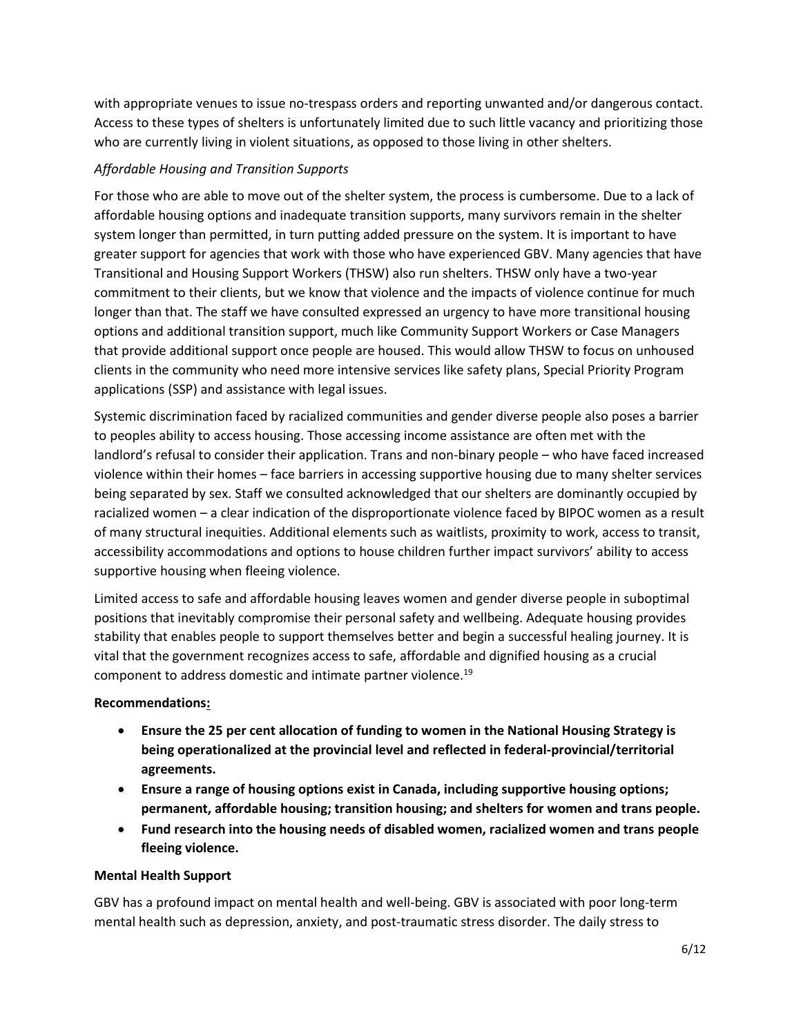with appropriate venues to issue no-trespass orders and reporting unwanted and/or dangerous contact. Access to these types of shelters is unfortunately limited due to such little vacancy and prioritizing those who are currently living in violent situations, as opposed to those living in other shelters.

*Affordable Housing and Transition Supports*

For those who are able to move out of the shelter system, the process is cumbersome. Due to a lack of affordable housing options and inadequate transition supports, many survivors remain in the shelter system longer than permitted, in turn putting added pressure on the system. It is important to have greater support for agencies that work with those who have experienced GBV. Many agencies that have Transitional and Housing Support Workers (THSW) also run shelters. THSW only have a two-year commitment to their clients, but we know that violence and the impacts of violence continue for much longer than that. The staff we have consulted expressed an urgency to have more transitional housing options and additional transition support, much like Community Support Workers or Case Managers that provide additional support once people are housed. This would allow THSW to focus on unhoused clients in the community who need more intensive services like safety plans, Special Priority Program applications (SSP) and assistance with legal issues.

Systemic discrimination faced by racialized communities and gender diverse people also poses a barrier to peoples ability to access housing. Those accessing income assistance are often met with the landlord's refusal to consider their application. Trans and non-binary people – who have faced increased violence within their homes – face barriers in accessing supportive housing due to many shelter services being separated by sex. Staff we consulted acknowledged that our shelters are dominantly occupied by racialized women – a clear indication of the disproportionate violence faced by BIPOC women as a result of many structural inequities. Additional elements such as waitlists, proximity to work, access to transit, accessibility accommodations and options to house children further impact survivors' ability to access supportive housing when fleeing violence.

Limited access to safe and affordable housing leaves women and gender diverse people in suboptimal positions that inevitably compromise their personal safety and wellbeing. Adequate housing provides stability that enables people to support themselves better and begin a successful healing journey. It is vital that the government recognizes access to safe, affordable and dignified housing as a crucial component to address domestic and intimate partner violence.[19]

**Recommendations:**

- **Ensure the 25 per cent allocation of funding to women in the National Housing Strategy is being operationalized at the provincial level and reflected in federal-provincial/territorial agreements.**
- **Ensure a range of housing options exist in Canada, including supportive housing options; permanent, affordable housing; transition housing; and shelters for women and trans people.**
- **Fund research into the housing needs of disabled women, racialized women and trans people fleeing violence.**

**Mental Health Support**

GBV has a profound impact on mental health and well-being. GBV is associated with poor long-term mental health such as depression, anxiety, and post-traumatic stress disorder. The daily stress to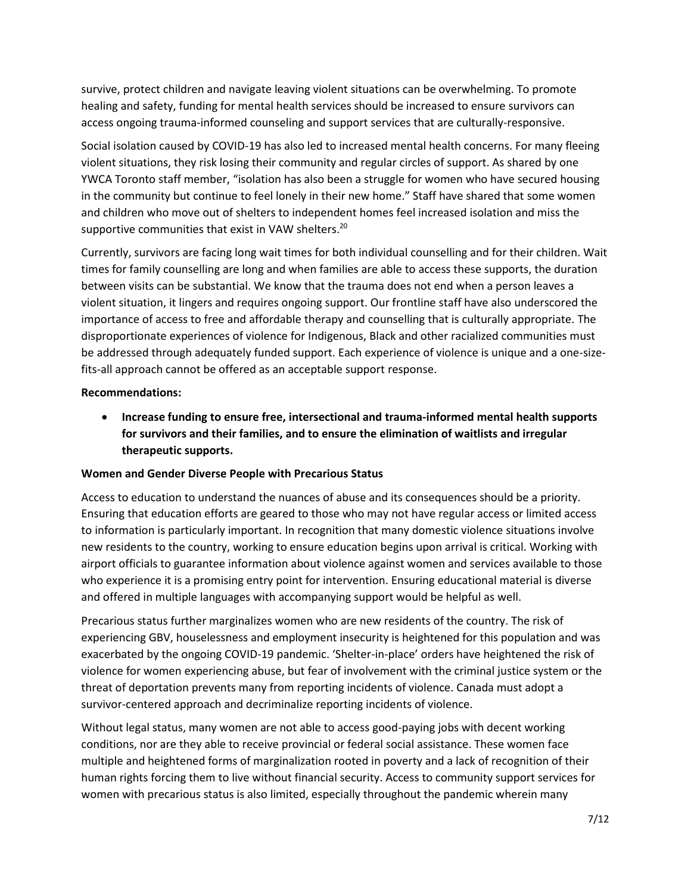survive, protect children and navigate leaving violent situations can be overwhelming. To promote healing and safety, funding for mental health services should be increased to ensure survivors can access ongoing trauma-informed counseling and support services that are culturally-responsive.

Social isolation caused by COVID-19 has also led to increased mental health concerns. For many fleeing violent situations, they risk losing their community and regular circles of support. As shared by one YWCA Toronto staff member, "isolation has also been a struggle for women who have secured housing in the community but continue to feel lonely in their new home." Staff have shared that some women and children who move out of shelters to independent homes feel increased isolation and miss the supportive communities that exist in VAW shelters.[20]

Currently, survivors are facing long wait times for both individual counselling and for their children. Wait times for family counselling are long and when families are able to access these supports, the duration between visits can be substantial. We know that the trauma does not end when a person leaves a violent situation, it lingers and requires ongoing support. Our frontline staff have also underscored the importance of access to free and affordable therapy and counselling that is culturally appropriate. The disproportionate experiences of violence for Indigenous, Black and other racialized communities must be addressed through adequately funded support. Each experience of violence is unique and a one-size-fits-all approach cannot be offered as an acceptable support response.

**Recommendations:**

- **Increase funding to ensure free, intersectional and trauma-informed mental health supports for survivors and their families, and to ensure the elimination of waitlists and irregular therapeutic supports.**

**Women and Gender Diverse People with Precarious Status**

Access to education to understand the nuances of abuse and its consequences should be a priority. Ensuring that education efforts are geared to those who may not have regular access or limited access to information is particularly important. In recognition that many domestic violence situations involve new residents to the country, working to ensure education begins upon arrival is critical. Working with airport officials to guarantee information about violence against women and services available to those who experience it is a promising entry point for intervention. Ensuring educational material is diverse and offered in multiple languages with accompanying support would be helpful as well.

Precarious status further marginalizes women who are new residents of the country. The risk of experiencing GBV, houselessness and employment insecurity is heightened for this population and was exacerbated by the ongoing COVID-19 pandemic. 'Shelter-in-place' orders have heightened the risk of violence for women experiencing abuse, but fear of involvement with the criminal justice system or the threat of deportation prevents many from reporting incidents of violence. Canada must adopt a survivor-centered approach and decriminalize reporting incidents of violence.

Without legal status, many women are not able to access good-paying jobs with decent working conditions, nor are they able to receive provincial or federal social assistance. These women face multiple and heightened forms of marginalization rooted in poverty and a lack of recognition of their human rights forcing them to live without financial security. Access to community support services for women with precarious status is also limited, especially throughout the pandemic wherein many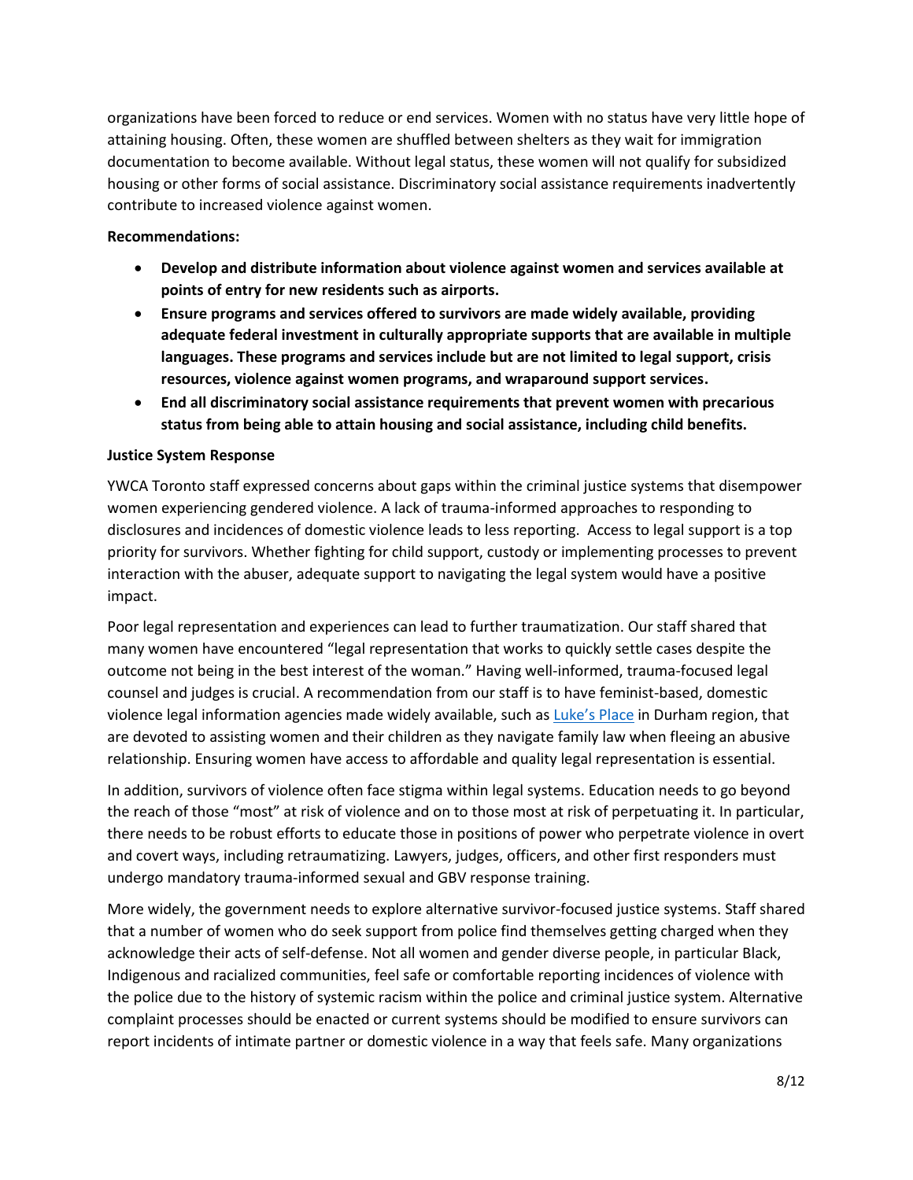organizations have been forced to reduce or end services. Women with no status have very little hope of attaining housing. Often, these women are shuffled between shelters as they wait for immigration documentation to become available. Without legal status, these women will not qualify for subsidized housing or other forms of social assistance. Discriminatory social assistance requirements inadvertently contribute to increased violence against women.

**Recommendations:**

- **Develop and distribute information about violence against women and services available at points of entry for new residents such as airports.**
- **Ensure programs and services offered to survivors are made widely available, providing adequate federal investment in culturally appropriate supports that are available in multiple languages. These programs and services include but are not limited to legal support, crisis resources, violence against women programs, and wraparound support services.**
- **End all discriminatory social assistance requirements that prevent women with precarious status from being able to attain housing and social assistance, including child benefits.**

**Justice System Response**

YWCA Toronto staff expressed concerns about gaps within the criminal justice systems that disempower women experiencing gendered violence. A lack of trauma-informed approaches to responding to disclosures and incidences of domestic violence leads to less reporting. Access to legal support is a top priority for survivors. Whether fighting for child support, custody or implementing processes to prevent interaction with the abuser, adequate support to navigating the legal system would have a positive impact.

Poor legal representation and experiences can lead to further traumatization. Our staff shared that many women have encountered "legal representation that works to quickly settle cases despite the outcome not being in the best interest of the woman." Having well-informed, trauma-focused legal counsel and judges is crucial. A recommendation from our staff is to have feminist-based, domestic violence legal information agencies made widely available, such as Luke's Place in Durham region, that are devoted to assisting women and their children as they navigate family law when fleeing an abusive relationship. Ensuring women have access to affordable and quality legal representation is essential.

In addition, survivors of violence often face stigma within legal systems. Education needs to go beyond the reach of those "most" at risk of violence and on to those most at risk of perpetuating it. In particular, there needs to be robust efforts to educate those in positions of power who perpetrate violence in overt and covert ways, including retraumatizing. Lawyers, judges, officers, and other first responders must undergo mandatory trauma-informed sexual and GBV response training.

More widely, the government needs to explore alternative survivor-focused justice systems. Staff shared that a number of women who do seek support from police find themselves getting charged when they acknowledge their acts of self-defense. Not all women and gender diverse people, in particular Black, Indigenous and racialized communities, feel safe or comfortable reporting incidences of violence with the police due to the history of systemic racism within the police and criminal justice system. Alternative complaint processes should be enacted or current systems should be modified to ensure survivors can report incidents of intimate partner or domestic violence in a way that feels safe. Many organizations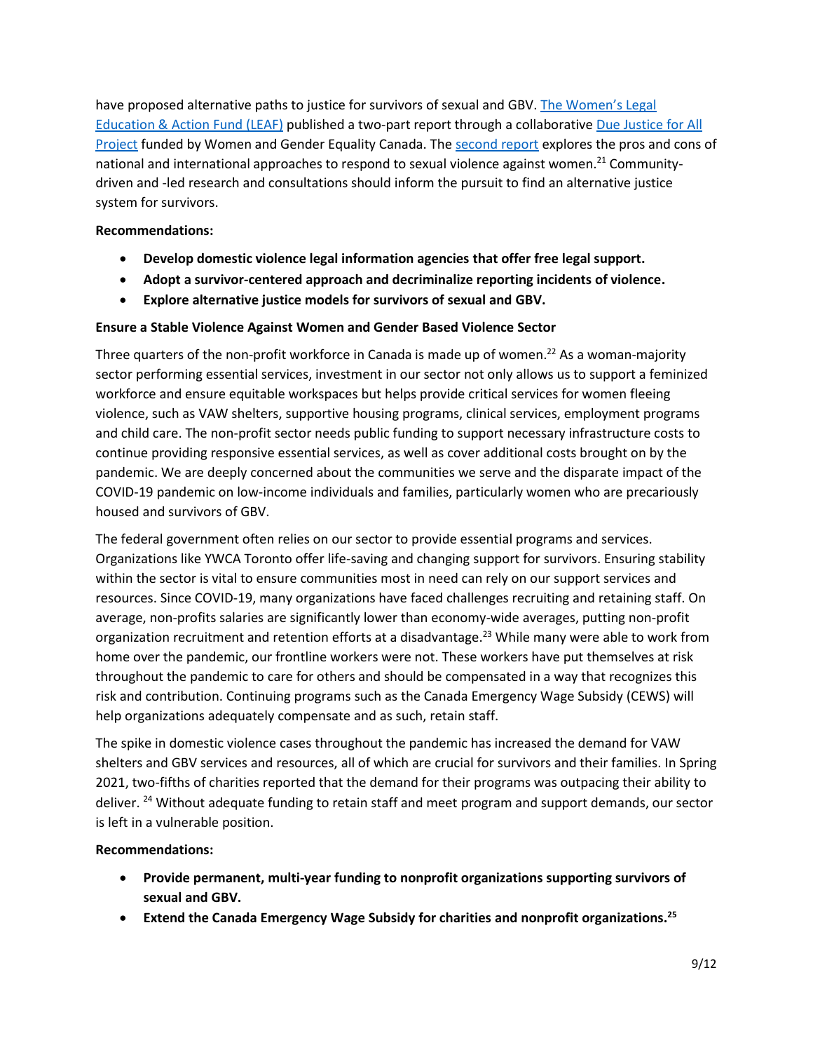have proposed alternative paths to justice for survivors of sexual and GBV. The Women's Legal Education & Action Fund (LEAF) published a two-part report through a collaborative Due Justice for All Project funded by Women and Gender Equality Canada. The second report explores the pros and cons of national and international approaches to respond to sexual violence against women.[21] Community-driven and -led research and consultations should inform the pursuit to find an alternative justice system for survivors.

**Recommendations:**

- **Develop domestic violence legal information agencies that offer free legal support.**
- **Adopt a survivor-centered approach and decriminalize reporting incidents of violence.**
- **Explore alternative justice models for survivors of sexual and GBV.**

**Ensure a Stable Violence Against Women and Gender Based Violence Sector**

Three quarters of the non-profit workforce in Canada is made up of women.[22] As a woman-majority sector performing essential services, investment in our sector not only allows us to support a feminized workforce and ensure equitable workspaces but helps provide critical services for women fleeing violence, such as VAW shelters, supportive housing programs, clinical services, employment programs and child care. The non-profit sector needs public funding to support necessary infrastructure costs to continue providing responsive essential services, as well as cover additional costs brought on by the pandemic. We are deeply concerned about the communities we serve and the disparate impact of the COVID-19 pandemic on low-income individuals and families, particularly women who are precariously housed and survivors of GBV.

The federal government often relies on our sector to provide essential programs and services. Organizations like YWCA Toronto offer life-saving and changing support for survivors. Ensuring stability within the sector is vital to ensure communities most in need can rely on our support services and resources. Since COVID-19, many organizations have faced challenges recruiting and retaining staff. On average, non-profits salaries are significantly lower than economy-wide averages, putting non-profit organization recruitment and retention efforts at a disadvantage.[23] While many were able to work from home over the pandemic, our frontline workers were not. These workers have put themselves at risk throughout the pandemic to care for others and should be compensated in a way that recognizes this risk and contribution. Continuing programs such as the Canada Emergency Wage Subsidy (CEWS) will help organizations adequately compensate and as such, retain staff.

The spike in domestic violence cases throughout the pandemic has increased the demand for VAW shelters and GBV services and resources, all of which are crucial for survivors and their families. In Spring 2021, two-fifths of charities reported that the demand for their programs was outpacing their ability to deliver. [24] Without adequate funding to retain staff and meet program and support demands, our sector is left in a vulnerable position.

**Recommendations:**

- **Provide permanent, multi-year funding to nonprofit organizations supporting survivors of sexual and GBV.**
- **Extend the Canada Emergency Wage Subsidy for charities and nonprofit organizations.[25]**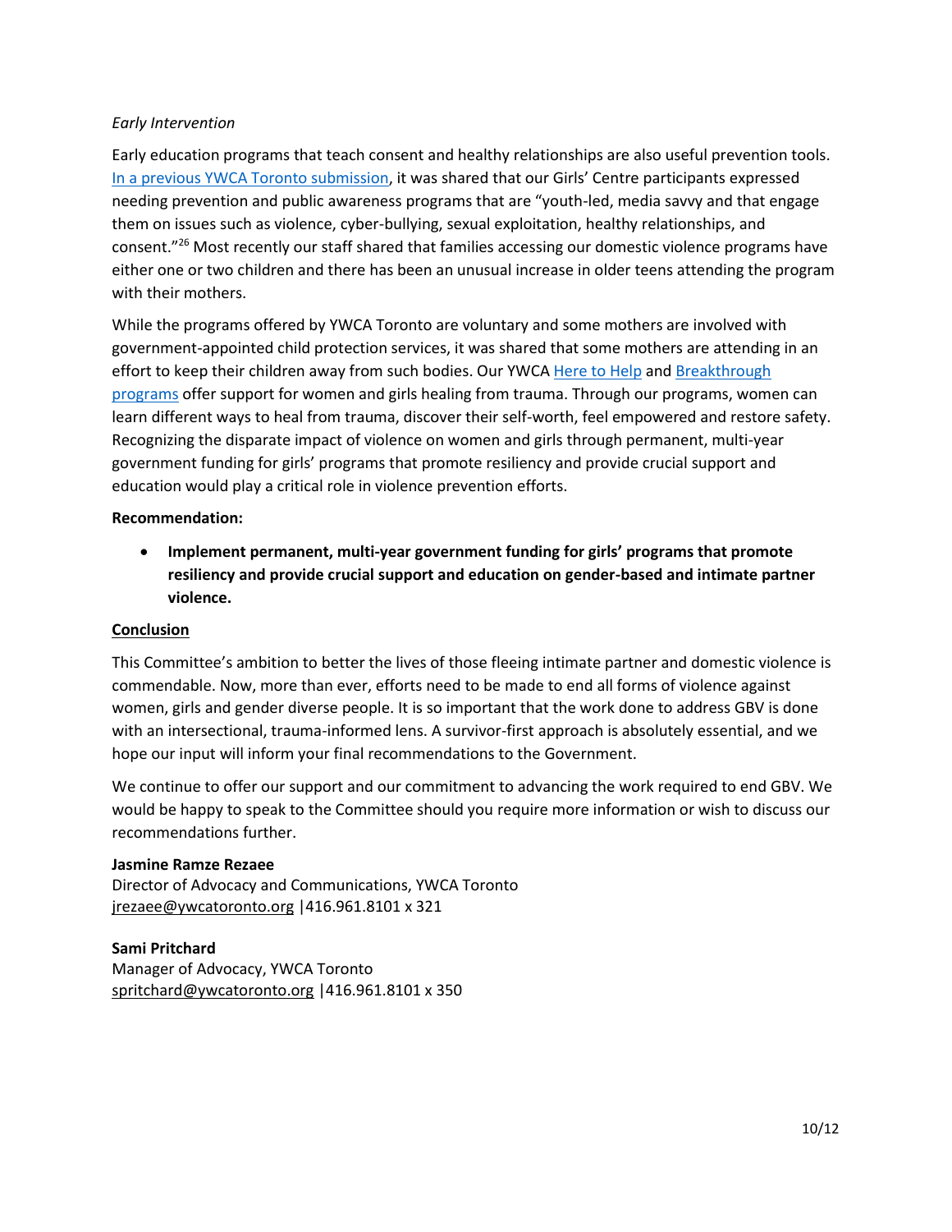*Early Intervention*

Early education programs that teach consent and healthy relationships are also useful prevention tools. In a previous YWCA Toronto submission, it was shared that our Girls' Centre participants expressed needing prevention and public awareness programs that are "youth-led, media savvy and that engage them on issues such as violence, cyber-bullying, sexual exploitation, healthy relationships, and consent."[26] Most recently our staff shared that families accessing our domestic violence programs have either one or two children and there has been an unusual increase in older teens attending the program with their mothers.

While the programs offered by YWCA Toronto are voluntary and some mothers are involved with government-appointed child protection services, it was shared that some mothers are attending in an effort to keep their children away from such bodies. Our YWCA Here to Help and Breakthrough programs offer support for women and girls healing from trauma. Through our programs, women can learn different ways to heal from trauma, discover their self-worth, feel empowered and restore safety. Recognizing the disparate impact of violence on women and girls through permanent, multi-year government funding for girls' programs that promote resiliency and provide crucial support and education would play a critical role in violence prevention efforts.

**Recommendation:**

- **Implement permanent, multi-year government funding for girls' programs that promote resiliency and provide crucial support and education on gender-based and intimate partner violence.**

## Conclusion

This Committee's ambition to better the lives of those fleeing intimate partner and domestic violence is commendable. Now, more than ever, efforts need to be made to end all forms of violence against women, girls and gender diverse people. It is so important that the work done to address GBV is done with an intersectional, trauma-informed lens. A survivor-first approach is absolutely essential, and we hope our input will inform your final recommendations to the Government.

We continue to offer our support and our commitment to advancing the work required to end GBV. We would be happy to speak to the Committee should you require more information or wish to discuss our recommendations further.

**Jasmine Ramze Rezaee**
Director of Advocacy and Communications, YWCA Toronto
jrezaee@ywcatoronto.org |416.961.8101 x 321

**Sami Pritchard**
Manager of Advocacy, YWCA Toronto
spritchard@ywcatoronto.org |416.961.8101 x 350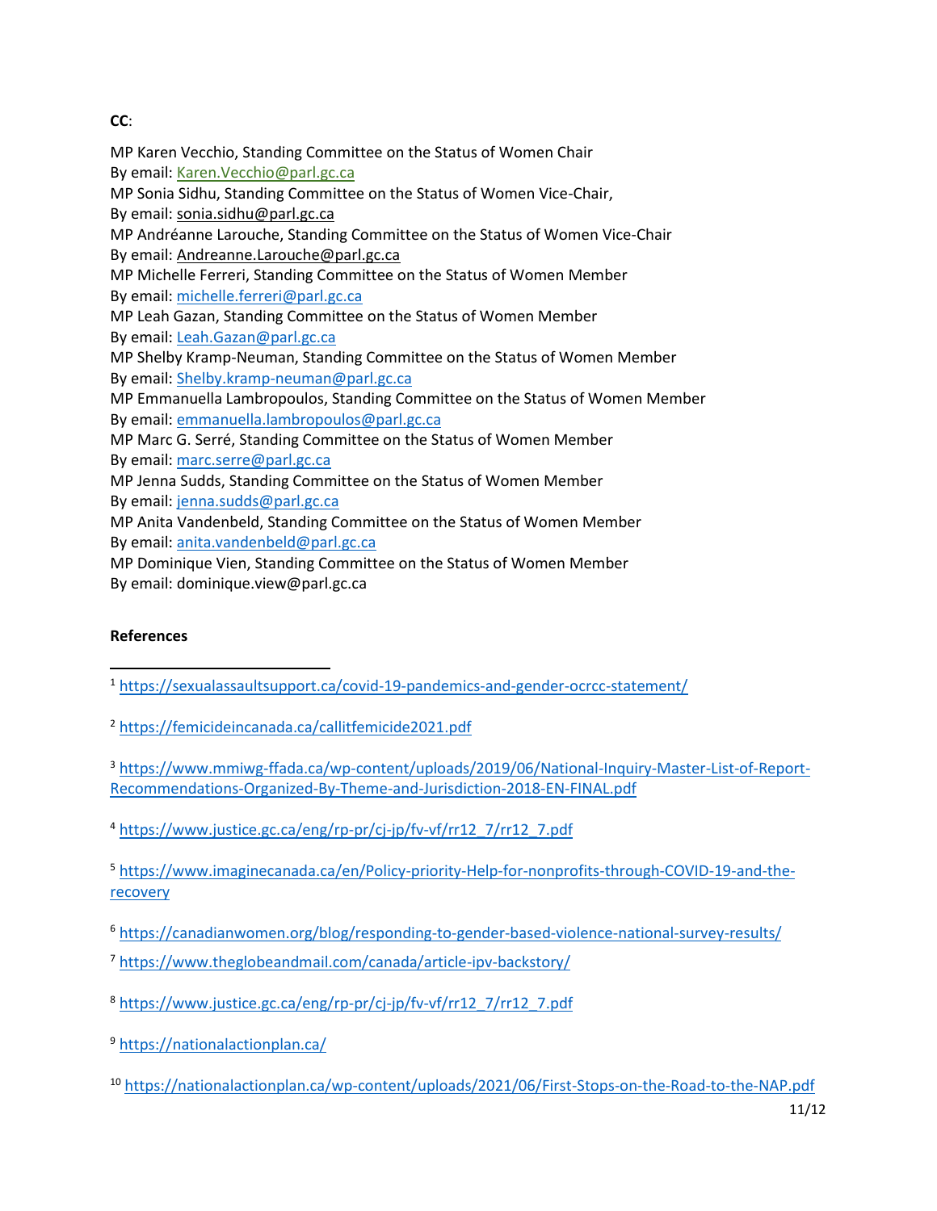**CC**:

MP Karen Vecchio, Standing Committee on the Status of Women Chair
By email: Karen.Vecchio@parl.gc.ca
MP Sonia Sidhu, Standing Committee on the Status of Women Vice-Chair,
By email: sonia.sidhu@parl.gc.ca
MP Andréanne Larouche, Standing Committee on the Status of Women Vice-Chair
By email: Andreanne.Larouche@parl.gc.ca
MP Michelle Ferreri, Standing Committee on the Status of Women Member
By email: michelle.ferreri@parl.gc.ca
MP Leah Gazan, Standing Committee on the Status of Women Member
By email: Leah.Gazan@parl.gc.ca
MP Shelby Kramp-Neuman, Standing Committee on the Status of Women Member
By email: Shelby.kramp-neuman@parl.gc.ca
MP Emmanuella Lambropoulos, Standing Committee on the Status of Women Member
By email: emmanuella.lambropoulos@parl.gc.ca
MP Marc G. Serré, Standing Committee on the Status of Women Member
By email: marc.serre@parl.gc.ca
MP Jenna Sudds, Standing Committee on the Status of Women Member
By email: jenna.sudds@parl.gc.ca
MP Anita Vandenbeld, Standing Committee on the Status of Women Member
By email: anita.vandenbeld@parl.gc.ca
MP Dominique Vien, Standing Committee on the Status of Women Member
By email: dominique.view@parl.gc.ca

**References**

[1] https://sexualassaultsupport.ca/covid-19-pandemics-and-gender-ocrcc-statement/

[2] https://femicideincanada.ca/callitfemicide2021.pdf

[3] https://www.mmiwg-ffada.ca/wp-content/uploads/2019/06/National-Inquiry-Master-List-of-Report-Recommendations-Organized-By-Theme-and-Jurisdiction-2018-EN-FINAL.pdf

[4] https://www.justice.gc.ca/eng/rp-pr/cj-jp/fv-vf/rr12_7/rr12_7.pdf

[5] https://www.imaginecanada.ca/en/Policy-priority-Help-for-nonprofits-through-COVID-19-and-the-recovery

[6] https://canadianwomen.org/blog/responding-to-gender-based-violence-national-survey-results/

[7] https://www.theglobeandmail.com/canada/article-ipv-backstory/

[8] https://www.justice.gc.ca/eng/rp-pr/cj-jp/fv-vf/rr12_7/rr12_7.pdf

[9] https://nationalactionplan.ca/

[10] https://nationalactionplan.ca/wp-content/uploads/2021/06/First-Stops-on-the-Road-to-the-NAP.pdf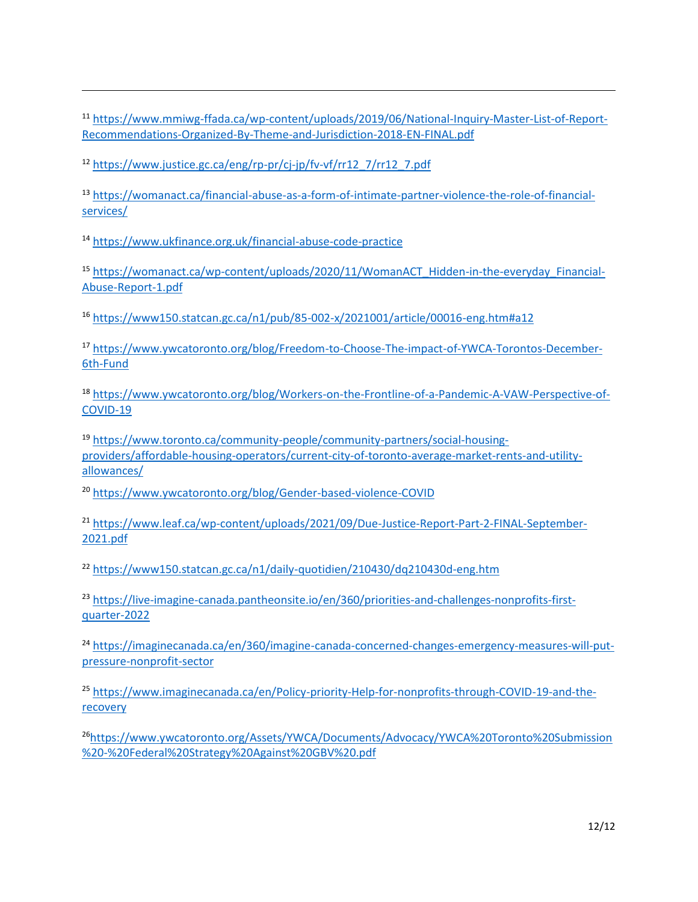[11] https://www.mmiwg-ffada.ca/wp-content/uploads/2019/06/National-Inquiry-Master-List-of-Report-Recommendations-Organized-By-Theme-and-Jurisdiction-2018-EN-FINAL.pdf

[12] https://www.justice.gc.ca/eng/rp-pr/cj-jp/fv-vf/rr12_7/rr12_7.pdf

[13] https://womanact.ca/financial-abuse-as-a-form-of-intimate-partner-violence-the-role-of-financial-services/

[14] https://www.ukfinance.org.uk/financial-abuse-code-practice

[15] https://womanact.ca/wp-content/uploads/2020/11/WomanACT_Hidden-in-the-everyday_Financial-Abuse-Report-1.pdf

[16] https://www150.statcan.gc.ca/n1/pub/85-002-x/2021001/article/00016-eng.htm#a12

[17] https://www.ywcatoronto.org/blog/Freedom-to-Choose-The-impact-of-YWCA-Torontos-December-6th-Fund

[18] https://www.ywcatoronto.org/blog/Workers-on-the-Frontline-of-a-Pandemic-A-VAW-Perspective-of-COVID-19

[19] https://www.toronto.ca/community-people/community-partners/social-housing-providers/affordable-housing-operators/current-city-of-toronto-average-market-rents-and-utility-allowances/

[20] https://www.ywcatoronto.org/blog/Gender-based-violence-COVID

[21] https://www.leaf.ca/wp-content/uploads/2021/09/Due-Justice-Report-Part-2-FINAL-September-2021.pdf

[22] https://www150.statcan.gc.ca/n1/daily-quotidien/210430/dq210430d-eng.htm

[23] https://live-imagine-canada.pantheonsite.io/en/360/priorities-and-challenges-nonprofits-first-quarter-2022

[24] https://imaginecanada.ca/en/360/imagine-canada-concerned-changes-emergency-measures-will-put-pressure-nonprofit-sector

[25] https://www.imaginecanada.ca/en/Policy-priority-Help-for-nonprofits-through-COVID-19-and-the-recovery

[26] https://www.ywcatoronto.org/Assets/YWCA/Documents/Advocacy/YWCA%20Toronto%20Submission%20-%20Federal%20Strategy%20Against%20GBV%20.pdf